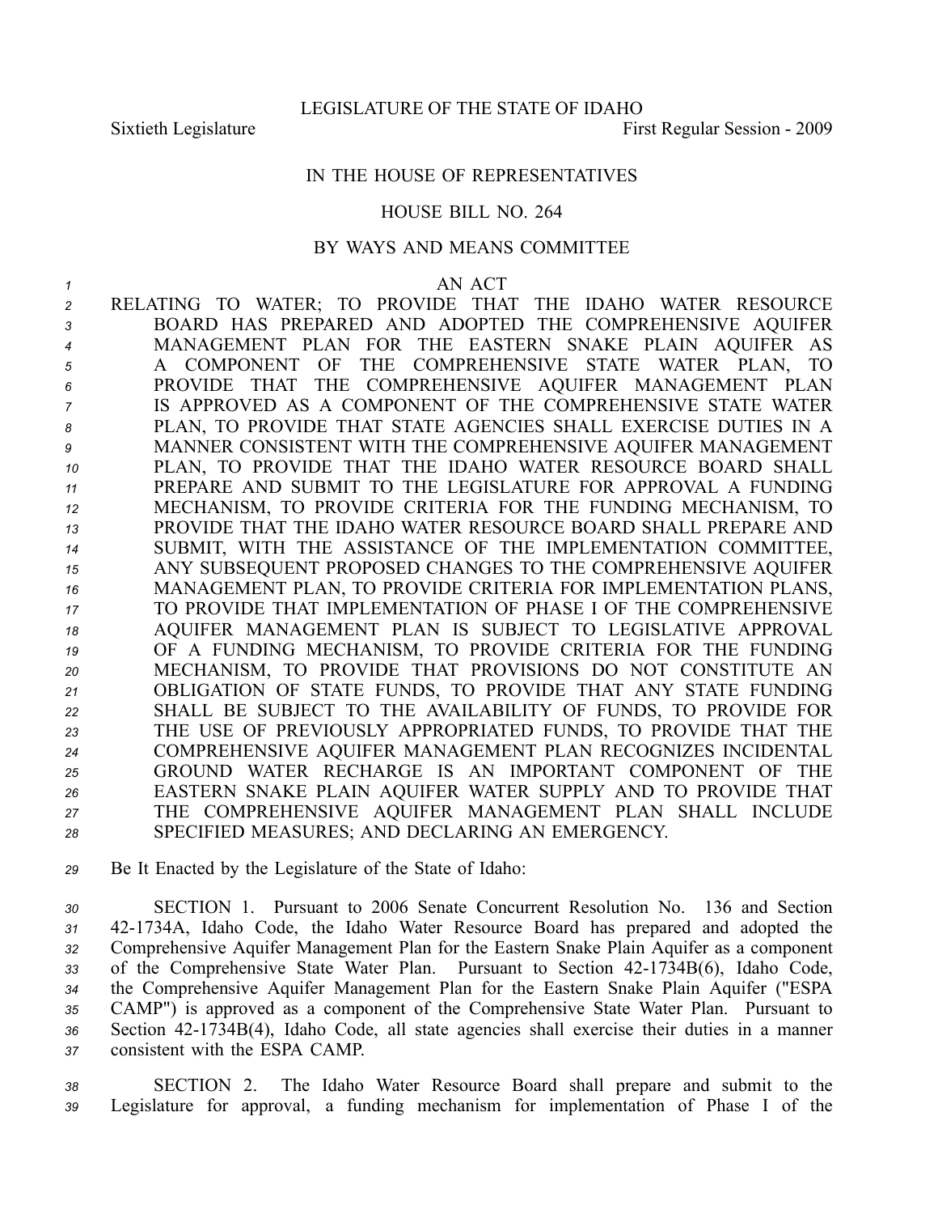LEGISLATURE OF THE STATE OF IDAHO

Sixtieth Legislature First Regular Session - 2009

IN THE HOUSE OF REPRESENTATIVES

HOUSE BILL NO. 264

BY WAYS AND MEANS COMMITTEE

AN ACT

RELATING TO WATER; TO PROVIDE THAT THE IDAHO WATER RESOURCE BOARD HAS PREPARED AND ADOPTED THE COMPREHENSIVE AQUIFER MANAGEMENT PLAN FOR THE EASTERN SNAKE PLAIN AQUIFER AS A COMPONENT OF THE COMPREHENSIVE STATE WATER PLAN, TO PROVIDE THAT THE COMPREHENSIVE AQUIFER MANAGEMENT PLAN IS APPROVED AS A COMPONENT OF THE COMPREHENSIVE STATE WATER PLAN, TO PROVIDE THAT STATE AGENCIES SHALL EXERCISE DUTIES IN A MANNER CONSISTENT WITH THE COMPREHENSIVE AQUIFER MANAGEMENT PLAN, TO PROVIDE THAT THE IDAHO WATER RESOURCE BOARD SHALL PREPARE AND SUBMIT TO THE LEGISLATURE FOR APPROVAL A FUNDING MECHANISM, TO PROVIDE CRITERIA FOR THE FUNDING MECHANISM, TO PROVIDE THAT THE IDAHO WATER RESOURCE BOARD SHALL PREPARE AND SUBMIT, WITH THE ASSISTANCE OF THE IMPLEMENTATION COMMITTEE, ANY SUBSEQUENT PROPOSED CHANGES TO THE COMPREHENSIVE AQUIFER MANAGEMENT PLAN, TO PROVIDE CRITERIA FOR IMPLEMENTATION PLANS, TO PROVIDE THAT IMPLEMENTATION OF PHASE I OF THE COMPREHENSIVE AQUIFER MANAGEMENT PLAN IS SUBJECT TO LEGISLATIVE APPROVAL OF A FUNDING MECHANISM, TO PROVIDE CRITERIA FOR THE FUNDING MECHANISM, TO PROVIDE THAT PROVISIONS DO NOT CONSTITUTE AN OBLIGATION OF STATE FUNDS, TO PROVIDE THAT ANY STATE FUNDING SHALL BE SUBJECT TO THE AVAILABILITY OF FUNDS, TO PROVIDE FOR THE USE OF PREVIOUSLY APPROPRIATED FUNDS, TO PROVIDE THAT THE COMPREHENSIVE AQUIFER MANAGEMENT PLAN RECOGNIZES INCIDENTAL GROUND WATER RECHARGE IS AN IMPORTANT COMPONENT OF THE EASTERN SNAKE PLAIN AQUIFER WATER SUPPLY AND TO PROVIDE THAT THE COMPREHENSIVE AQUIFER MANAGEMENT PLAN SHALL INCLUDE SPECIFIED MEASURES; AND DECLARING AN EMERGENCY.

Be It Enacted by the Legislature of the State of Idaho:

SECTION 1. Pursuant to 2006 Senate Concurrent Resolution No. 136 and Section 42-1734A, Idaho Code, the Idaho Water Resource Board has prepared and adopted the Comprehensive Aquifer Management Plan for the Eastern Snake Plain Aquifer as a component of the Comprehensive State Water Plan. Pursuant to Section 42-1734B(6), Idaho Code, the Comprehensive Aquifer Management Plan for the Eastern Snake Plain Aquifer ("ESPA CAMP") is approved as a component of the Comprehensive State Water Plan. Pursuant to Section 42-1734B(4), Idaho Code, all state agencies shall exercise their duties in a manner consistent with the ESPA CAMP.

SECTION 2. The Idaho Water Resource Board shall prepare and submit to the Legislature for approval, a funding mechanism for implementation of Phase I of the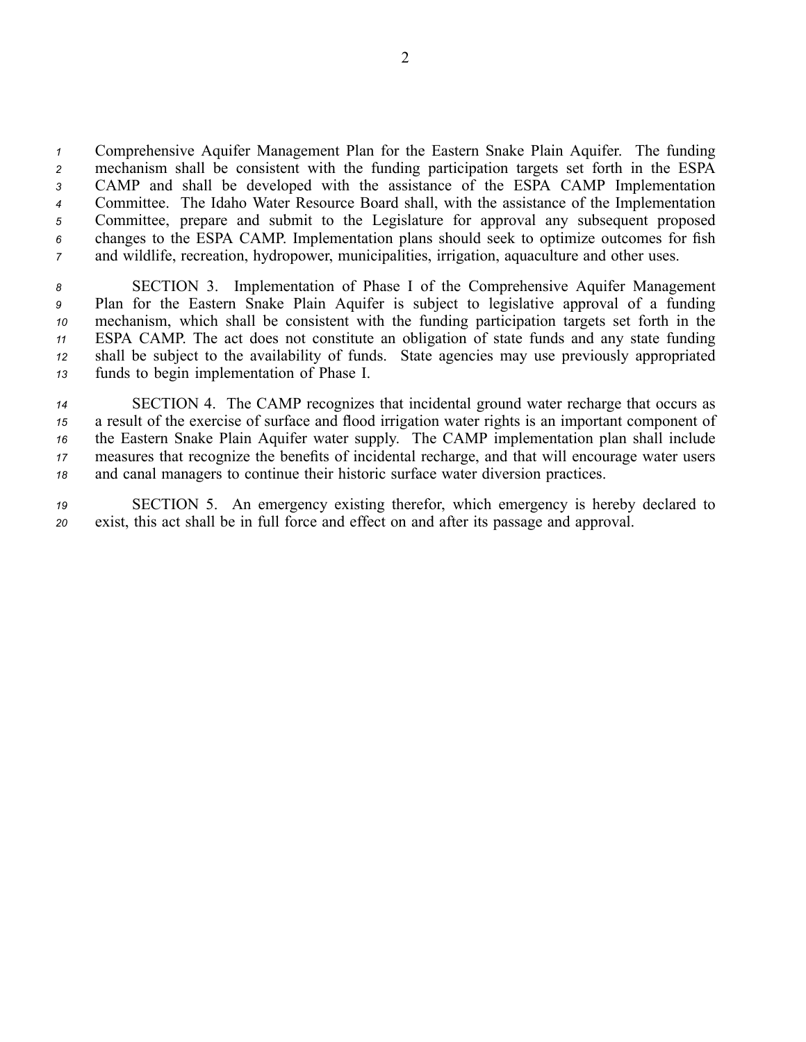Comprehensive Aquifer Management Plan for the Eastern Snake Plain Aquifer. The funding mechanism shall be consistent with the funding participation targets set forth in the ESPA CAMP and shall be developed with the assistance of the ESPA CAMP Implementation Committee. The Idaho Water Resource Board shall, with the assistance of the Implementation Committee, prepare and submit to the Legislature for approval any subsequent proposed changes to the ESPA CAMP. Implementation plans should seek to optimize outcomes for fish and wildlife, recreation, hydropower, municipalities, irrigation, aquaculture and other uses.

SECTION 3. Implementation of Phase I of the Comprehensive Aquifer Management Plan for the Eastern Snake Plain Aquifer is subject to legislative approval of a funding mechanism, which shall be consistent with the funding participation targets set forth in the ESPA CAMP. The act does not constitute an obligation of state funds and any state funding shall be subject to the availability of funds. State agencies may use previously appropriated funds to begin implementation of Phase I.

SECTION 4. The CAMP recognizes that incidental ground water recharge that occurs as a result of the exercise of surface and flood irrigation water rights is an important component of the Eastern Snake Plain Aquifer water supply. The CAMP implementation plan shall include measures that recognize the benefits of incidental recharge, and that will encourage water users and canal managers to continue their historic surface water diversion practices.

SECTION 5. An emergency existing therefor, which emergency is hereby declared to exist, this act shall be in full force and effect on and after its passage and approval.